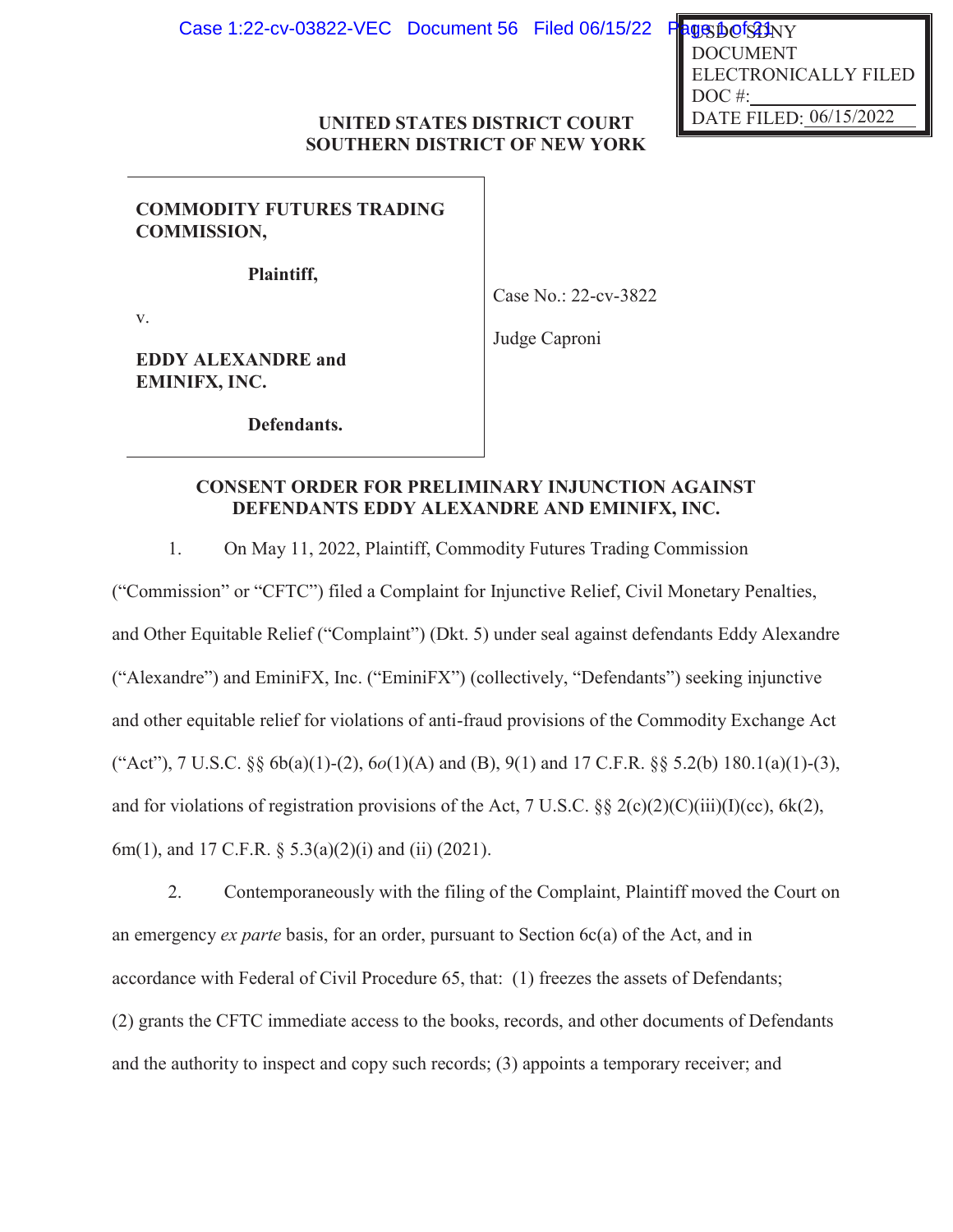UNITED STATES DISTRICT COURT
SOUTHERN DISTRICT OF NEW YORK

| | |
|---|---|
| **COMMODITY FUTURES TRADING COMMISSION,** <br><br> **Plaintiff,** <br><br> v. <br><br> **EDDY ALEXANDRE and EMINIFX, INC.** <br><br> **Defendants.** | Case No.: 22-cv-3822 <br><br> Judge Caproni |

USDC SDNY
DOCUMENT
ELECTRONICALLY FILED
DOC #:
DATE FILED: 06/15/2022

## CONSENT ORDER FOR PRELIMINARY INJUNCTION AGAINST DEFENDANTS EDDY ALEXANDRE AND EMINIFX, INC.

1. On May 11, 2022, Plaintiff, Commodity Futures Trading Commission ("Commission" or "CFTC") filed a Complaint for Injunctive Relief, Civil Monetary Penalties, and Other Equitable Relief ("Complaint") (Dkt. 5) under seal against defendants Eddy Alexandre ("Alexandre") and EminiFX, Inc. ("EminiFX") (collectively, "Defendants") seeking injunctive and other equitable relief for violations of anti-fraud provisions of the Commodity Exchange Act ("Act"), 7 U.S.C. §§ 6b(a)(1)-(2), 6*o*(1)(A) and (B), 9(1) and 17 C.F.R. §§ 5.2(b) 180.1(a)(1)-(3), and for violations of registration provisions of the Act, 7 U.S.C. §§ 2(c)(2)(C)(iii)(I)(cc), 6k(2), 6m(1), and 17 C.F.R. § 5.3(a)(2)(i) and (ii) (2021).

2. Contemporaneously with the filing of the Complaint, Plaintiff moved the Court on an emergency *ex parte* basis, for an order, pursuant to Section 6c(a) of the Act, and in accordance with Federal of Civil Procedure 65, that: (1) freezes the assets of Defendants; (2) grants the CFTC immediate access to the books, records, and other documents of Defendants and the authority to inspect and copy such records; (3) appoints a temporary receiver; and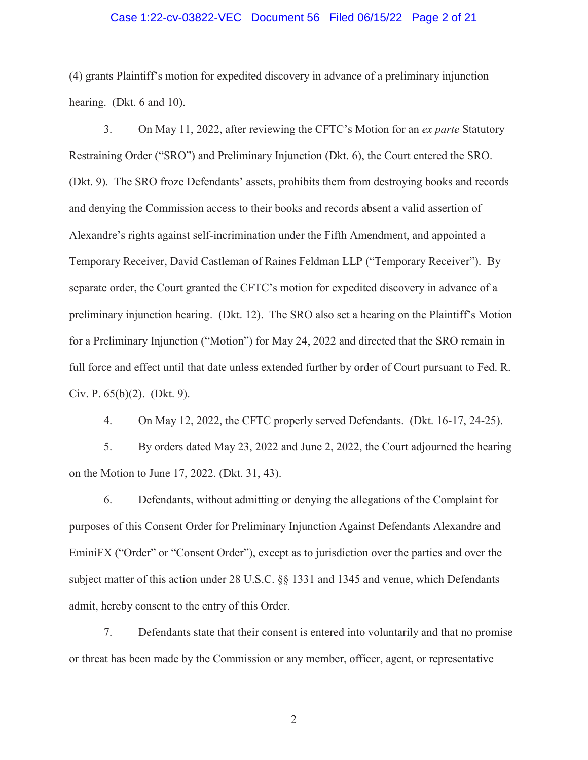(4) grants Plaintiff's motion for expedited discovery in advance of a preliminary injunction hearing. (Dkt. 6 and 10).

3. On May 11, 2022, after reviewing the CFTC's Motion for an *ex parte* Statutory Restraining Order ("SRO") and Preliminary Injunction (Dkt. 6), the Court entered the SRO. (Dkt. 9). The SRO froze Defendants' assets, prohibits them from destroying books and records and denying the Commission access to their books and records absent a valid assertion of Alexandre's rights against self-incrimination under the Fifth Amendment, and appointed a Temporary Receiver, David Castleman of Raines Feldman LLP ("Temporary Receiver"). By separate order, the Court granted the CFTC's motion for expedited discovery in advance of a preliminary injunction hearing. (Dkt. 12). The SRO also set a hearing on the Plaintiff's Motion for a Preliminary Injunction ("Motion") for May 24, 2022 and directed that the SRO remain in full force and effect until that date unless extended further by order of Court pursuant to Fed. R. Civ. P. 65(b)(2). (Dkt. 9).

4. On May 12, 2022, the CFTC properly served Defendants. (Dkt. 16-17, 24-25).

5. By orders dated May 23, 2022 and June 2, 2022, the Court adjourned the hearing on the Motion to June 17, 2022. (Dkt. 31, 43).

6. Defendants, without admitting or denying the allegations of the Complaint for purposes of this Consent Order for Preliminary Injunction Against Defendants Alexandre and EminiFX ("Order" or "Consent Order"), except as to jurisdiction over the parties and over the subject matter of this action under 28 U.S.C. §§ 1331 and 1345 and venue, which Defendants admit, hereby consent to the entry of this Order.

7. Defendants state that their consent is entered into voluntarily and that no promise or threat has been made by the Commission or any member, officer, agent, or representative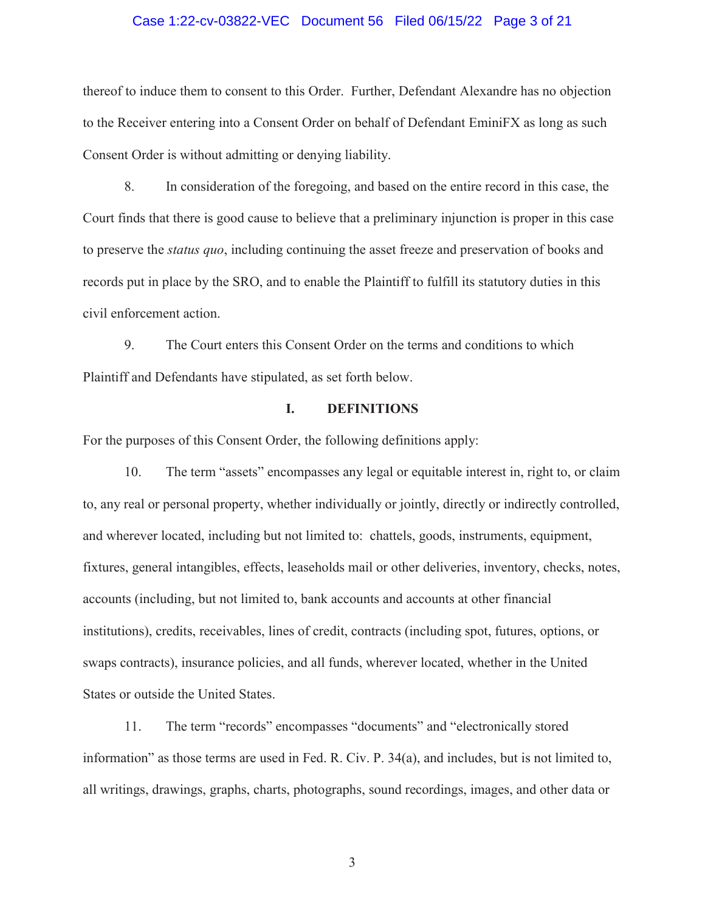thereof to induce them to consent to this Order. Further, Defendant Alexandre has no objection to the Receiver entering into a Consent Order on behalf of Defendant EminiFX as long as such Consent Order is without admitting or denying liability.

8. In consideration of the foregoing, and based on the entire record in this case, the Court finds that there is good cause to believe that a preliminary injunction is proper in this case to preserve the *status quo*, including continuing the asset freeze and preservation of books and records put in place by the SRO, and to enable the Plaintiff to fulfill its statutory duties in this civil enforcement action.

9. The Court enters this Consent Order on the terms and conditions to which Plaintiff and Defendants have stipulated, as set forth below.

## I. DEFINITIONS

For the purposes of this Consent Order, the following definitions apply:

10. The term "assets" encompasses any legal or equitable interest in, right to, or claim to, any real or personal property, whether individually or jointly, directly or indirectly controlled, and wherever located, including but not limited to: chattels, goods, instruments, equipment, fixtures, general intangibles, effects, leaseholds mail or other deliveries, inventory, checks, notes, accounts (including, but not limited to, bank accounts and accounts at other financial institutions), credits, receivables, lines of credit, contracts (including spot, futures, options, or swaps contracts), insurance policies, and all funds, wherever located, whether in the United States or outside the United States.

11. The term "records" encompasses "documents" and "electronically stored information" as those terms are used in Fed. R. Civ. P. 34(a), and includes, but is not limited to, all writings, drawings, graphs, charts, photographs, sound recordings, images, and other data or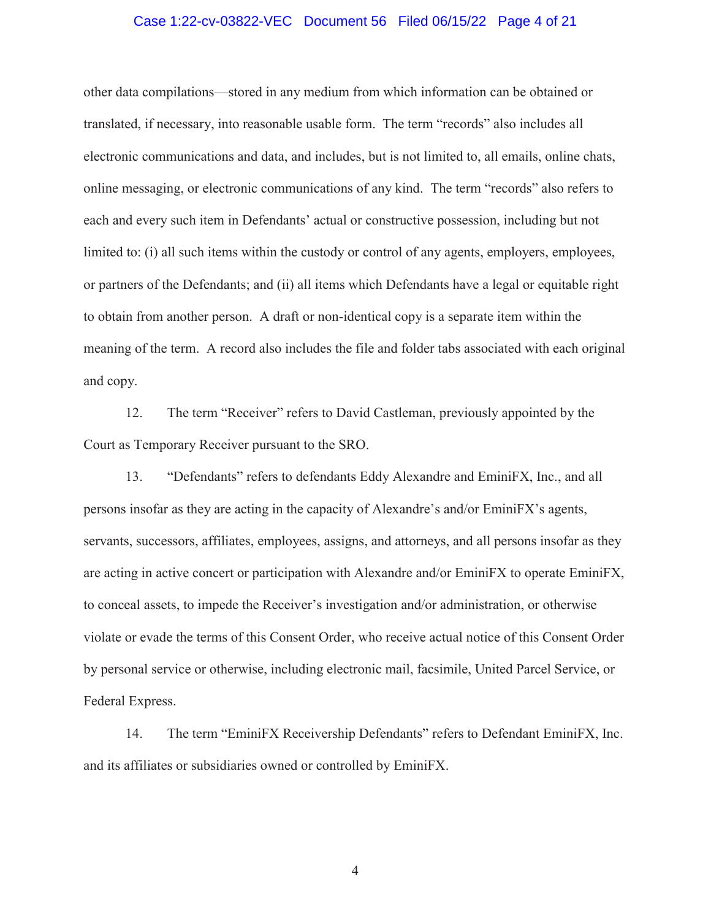other data compilations—stored in any medium from which information can be obtained or translated, if necessary, into reasonable usable form. The term "records" also includes all electronic communications and data, and includes, but is not limited to, all emails, online chats, online messaging, or electronic communications of any kind. The term "records" also refers to each and every such item in Defendants' actual or constructive possession, including but not limited to: (i) all such items within the custody or control of any agents, employers, employees, or partners of the Defendants; and (ii) all items which Defendants have a legal or equitable right to obtain from another person. A draft or non-identical copy is a separate item within the meaning of the term. A record also includes the file and folder tabs associated with each original and copy.

12. The term "Receiver" refers to David Castleman, previously appointed by the Court as Temporary Receiver pursuant to the SRO.

13. "Defendants" refers to defendants Eddy Alexandre and EminiFX, Inc., and all persons insofar as they are acting in the capacity of Alexandre's and/or EminiFX's agents, servants, successors, affiliates, employees, assigns, and attorneys, and all persons insofar as they are acting in active concert or participation with Alexandre and/or EminiFX to operate EminiFX, to conceal assets, to impede the Receiver's investigation and/or administration, or otherwise violate or evade the terms of this Consent Order, who receive actual notice of this Consent Order by personal service or otherwise, including electronic mail, facsimile, United Parcel Service, or Federal Express.

14. The term "EminiFX Receivership Defendants" refers to Defendant EminiFX, Inc. and its affiliates or subsidiaries owned or controlled by EminiFX.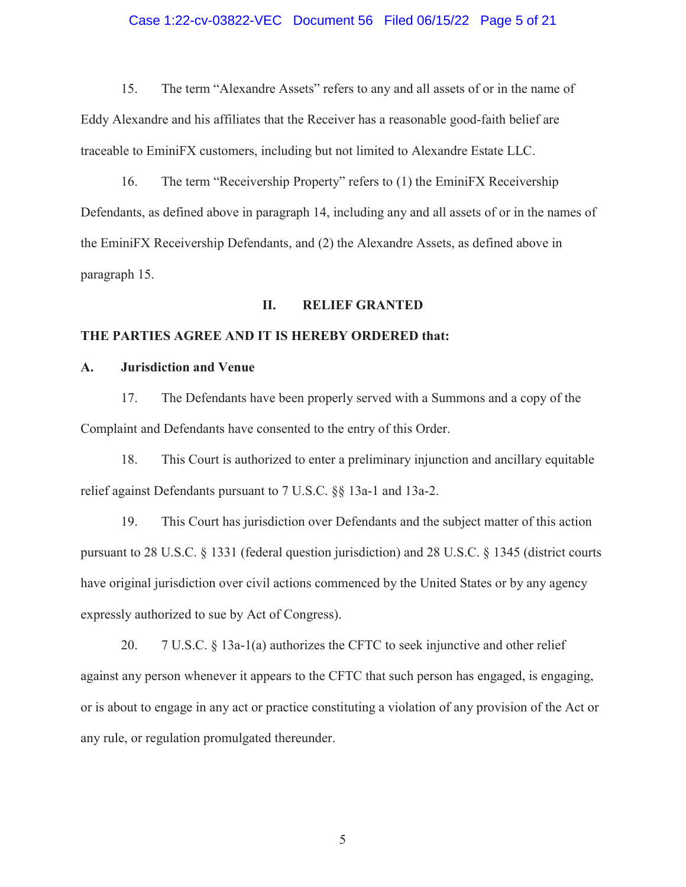15. The term "Alexandre Assets" refers to any and all assets of or in the name of Eddy Alexandre and his affiliates that the Receiver has a reasonable good-faith belief are traceable to EminiFX customers, including but not limited to Alexandre Estate LLC.

16. The term "Receivership Property" refers to (1) the EminiFX Receivership Defendants, as defined above in paragraph 14, including any and all assets of or in the names of the EminiFX Receivership Defendants, and (2) the Alexandre Assets, as defined above in paragraph 15.

## II. RELIEF GRANTED

**THE PARTIES AGREE AND IT IS HEREBY ORDERED that:**

### A. Jurisdiction and Venue

17. The Defendants have been properly served with a Summons and a copy of the Complaint and Defendants have consented to the entry of this Order.

18. This Court is authorized to enter a preliminary injunction and ancillary equitable relief against Defendants pursuant to 7 U.S.C. §§ 13a-1 and 13a-2.

19. This Court has jurisdiction over Defendants and the subject matter of this action pursuant to 28 U.S.C. § 1331 (federal question jurisdiction) and 28 U.S.C. § 1345 (district courts have original jurisdiction over civil actions commenced by the United States or by any agency expressly authorized to sue by Act of Congress).

20. 7 U.S.C. § 13a-1(a) authorizes the CFTC to seek injunctive and other relief against any person whenever it appears to the CFTC that such person has engaged, is engaging, or is about to engage in any act or practice constituting a violation of any provision of the Act or any rule, or regulation promulgated thereunder.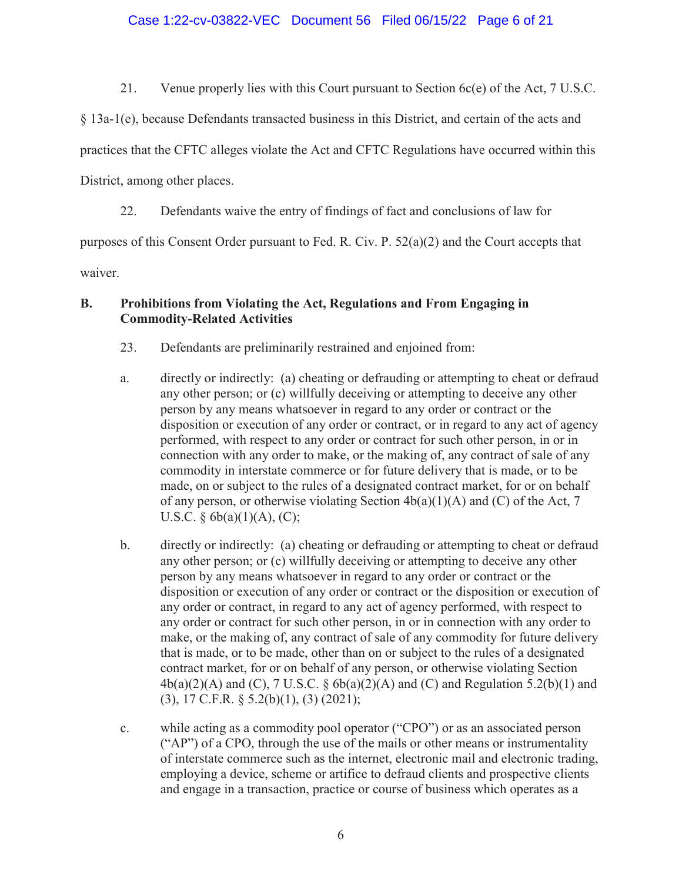21. Venue properly lies with this Court pursuant to Section 6c(e) of the Act, 7 U.S.C. § 13a-1(e), because Defendants transacted business in this District, and certain of the acts and practices that the CFTC alleges violate the Act and CFTC Regulations have occurred within this District, among other places.

22. Defendants waive the entry of findings of fact and conclusions of law for purposes of this Consent Order pursuant to Fed. R. Civ. P. 52(a)(2) and the Court accepts that waiver.

### B. Prohibitions from Violating the Act, Regulations and From Engaging in Commodity-Related Activities

23. Defendants are preliminarily restrained and enjoined from:

a. directly or indirectly: (a) cheating or defrauding or attempting to cheat or defraud any other person; or (c) willfully deceiving or attempting to deceive any other person by any means whatsoever in regard to any order or contract or the disposition or execution of any order or contract, or in regard to any act of agency performed, with respect to any order or contract for such other person, in or in connection with any order to make, or the making of, any contract of sale of any commodity in interstate commerce or for future delivery that is made, or to be made, on or subject to the rules of a designated contract market, for or on behalf of any person, or otherwise violating Section 4b(a)(1)(A) and (C) of the Act, 7 U.S.C. § 6b(a)(1)(A), (C);

b. directly or indirectly: (a) cheating or defrauding or attempting to cheat or defraud any other person; or (c) willfully deceiving or attempting to deceive any other person by any means whatsoever in regard to any order or contract or the disposition or execution of any order or contract or the disposition or execution of any order or contract, in regard to any act of agency performed, with respect to any order or contract for such other person, in or in connection with any order to make, or the making of, any contract of sale of any commodity for future delivery that is made, or to be made, other than on or subject to the rules of a designated contract market, for or on behalf of any person, or otherwise violating Section 4b(a)(2)(A) and (C), 7 U.S.C. § 6b(a)(2)(A) and (C) and Regulation 5.2(b)(1) and (3), 17 C.F.R. § 5.2(b)(1), (3) (2021);

c. while acting as a commodity pool operator ("CPO") or as an associated person ("AP") of a CPO, through the use of the mails or other means or instrumentality of interstate commerce such as the internet, electronic mail and electronic trading, employing a device, scheme or artifice to defraud clients and prospective clients and engage in a transaction, practice or course of business which operates as a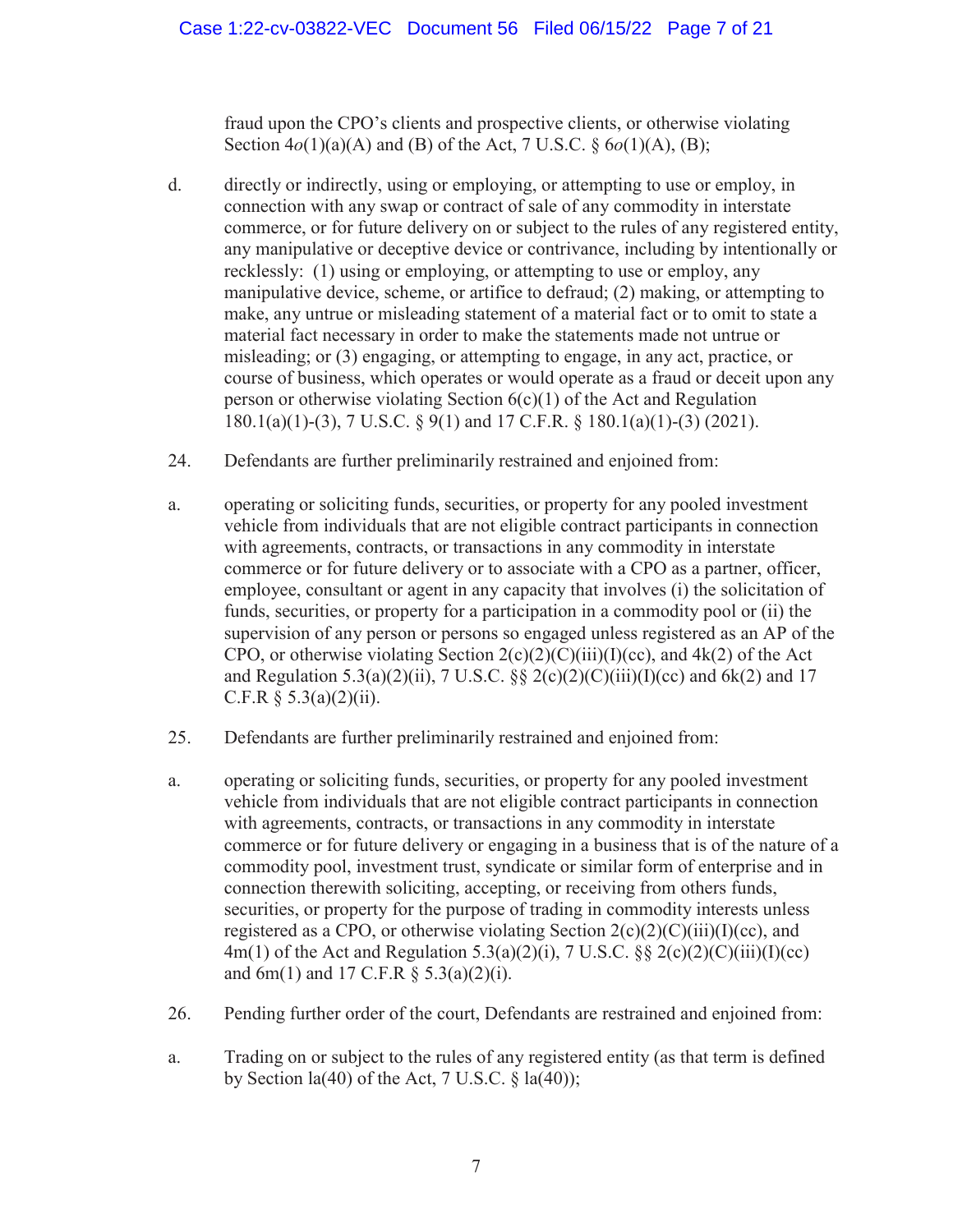fraud upon the CPO's clients and prospective clients, or otherwise violating Section 4*o*(1)(a)(A) and (B) of the Act, 7 U.S.C. § 6*o*(1)(A), (B);

d. directly or indirectly, using or employing, or attempting to use or employ, in connection with any swap or contract of sale of any commodity in interstate commerce, or for future delivery on or subject to the rules of any registered entity, any manipulative or deceptive device or contrivance, including by intentionally or recklessly: (1) using or employing, or attempting to use or employ, any manipulative device, scheme, or artifice to defraud; (2) making, or attempting to make, any untrue or misleading statement of a material fact or to omit to state a material fact necessary in order to make the statements made not untrue or misleading; or (3) engaging, or attempting to engage, in any act, practice, or course of business, which operates or would operate as a fraud or deceit upon any person or otherwise violating Section 6(c)(1) of the Act and Regulation 180.1(a)(1)-(3), 7 U.S.C. § 9(1) and 17 C.F.R. § 180.1(a)(1)-(3) (2021).

24. Defendants are further preliminarily restrained and enjoined from:

a. operating or soliciting funds, securities, or property for any pooled investment vehicle from individuals that are not eligible contract participants in connection with agreements, contracts, or transactions in any commodity in interstate commerce or for future delivery or to associate with a CPO as a partner, officer, employee, consultant or agent in any capacity that involves (i) the solicitation of funds, securities, or property for a participation in a commodity pool or (ii) the supervision of any person or persons so engaged unless registered as an AP of the CPO, or otherwise violating Section 2(c)(2)(C)(iii)(I)(cc), and 4k(2) of the Act and Regulation 5.3(a)(2)(ii), 7 U.S.C. §§ 2(c)(2)(C)(iii)(I)(cc) and 6k(2) and 17 C.F.R § 5.3(a)(2)(ii).

25. Defendants are further preliminarily restrained and enjoined from:

a. operating or soliciting funds, securities, or property for any pooled investment vehicle from individuals that are not eligible contract participants in connection with agreements, contracts, or transactions in any commodity in interstate commerce or for future delivery or engaging in a business that is of the nature of a commodity pool, investment trust, syndicate or similar form of enterprise and in connection therewith soliciting, accepting, or receiving from others funds, securities, or property for the purpose of trading in commodity interests unless registered as a CPO, or otherwise violating Section 2(c)(2)(C)(iii)(I)(cc), and 4m(1) of the Act and Regulation 5.3(a)(2)(i), 7 U.S.C. §§ 2(c)(2)(C)(iii)(I)(cc) and 6m(1) and 17 C.F.R § 5.3(a)(2)(i).

26. Pending further order of the court, Defendants are restrained and enjoined from:

a. Trading on or subject to the rules of any registered entity (as that term is defined by Section la(40) of the Act, 7 U.S.C. § la(40));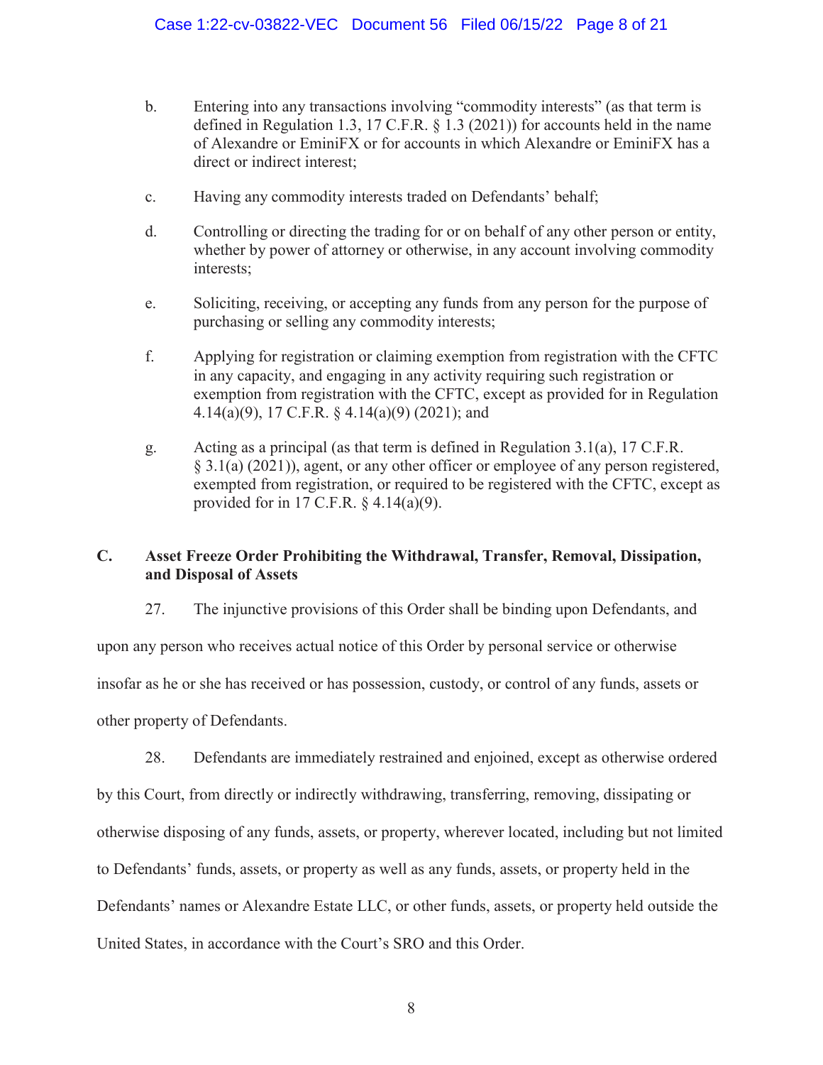b. Entering into any transactions involving "commodity interests" (as that term is defined in Regulation 1.3, 17 C.F.R. § 1.3 (2021)) for accounts held in the name of Alexandre or EminiFX or for accounts in which Alexandre or EminiFX has a direct or indirect interest;

c. Having any commodity interests traded on Defendants' behalf;

d. Controlling or directing the trading for or on behalf of any other person or entity, whether by power of attorney or otherwise, in any account involving commodity interests;

e. Soliciting, receiving, or accepting any funds from any person for the purpose of purchasing or selling any commodity interests;

f. Applying for registration or claiming exemption from registration with the CFTC in any capacity, and engaging in any activity requiring such registration or exemption from registration with the CFTC, except as provided for in Regulation 4.14(a)(9), 17 C.F.R. § 4.14(a)(9) (2021); and

g. Acting as a principal (as that term is defined in Regulation 3.1(a), 17 C.F.R. § 3.1(a) (2021)), agent, or any other officer or employee of any person registered, exempted from registration, or required to be registered with the CFTC, except as provided for in 17 C.F.R. § 4.14(a)(9).

### C. Asset Freeze Order Prohibiting the Withdrawal, Transfer, Removal, Dissipation, and Disposal of Assets

27. The injunctive provisions of this Order shall be binding upon Defendants, and upon any person who receives actual notice of this Order by personal service or otherwise insofar as he or she has received or has possession, custody, or control of any funds, assets or other property of Defendants.

28. Defendants are immediately restrained and enjoined, except as otherwise ordered by this Court, from directly or indirectly withdrawing, transferring, removing, dissipating or otherwise disposing of any funds, assets, or property, wherever located, including but not limited to Defendants' funds, assets, or property as well as any funds, assets, or property held in the Defendants' names or Alexandre Estate LLC, or other funds, assets, or property held outside the United States, in accordance with the Court's SRO and this Order.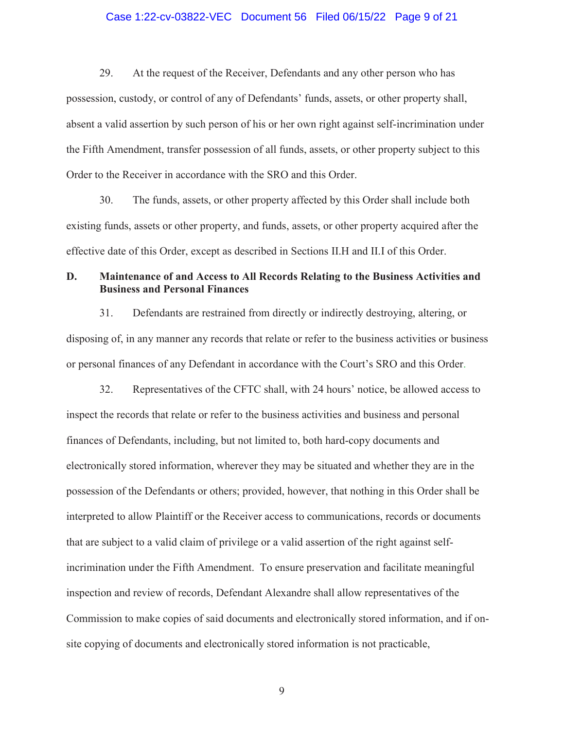29. At the request of the Receiver, Defendants and any other person who has possession, custody, or control of any of Defendants' funds, assets, or other property shall, absent a valid assertion by such person of his or her own right against self-incrimination under the Fifth Amendment, transfer possession of all funds, assets, or other property subject to this Order to the Receiver in accordance with the SRO and this Order.

30. The funds, assets, or other property affected by this Order shall include both existing funds, assets or other property, and funds, assets, or other property acquired after the effective date of this Order, except as described in Sections II.H and II.I of this Order.

### D. Maintenance of and Access to All Records Relating to the Business Activities and Business and Personal Finances

31. Defendants are restrained from directly or indirectly destroying, altering, or disposing of, in any manner any records that relate or refer to the business activities or business or personal finances of any Defendant in accordance with the Court's SRO and this Order.

32. Representatives of the CFTC shall, with 24 hours' notice, be allowed access to inspect the records that relate or refer to the business activities and business and personal finances of Defendants, including, but not limited to, both hard-copy documents and electronically stored information, wherever they may be situated and whether they are in the possession of the Defendants or others; provided, however, that nothing in this Order shall be interpreted to allow Plaintiff or the Receiver access to communications, records or documents that are subject to a valid claim of privilege or a valid assertion of the right against self-incrimination under the Fifth Amendment. To ensure preservation and facilitate meaningful inspection and review of records, Defendant Alexandre shall allow representatives of the Commission to make copies of said documents and electronically stored information, and if on-site copying of documents and electronically stored information is not practicable,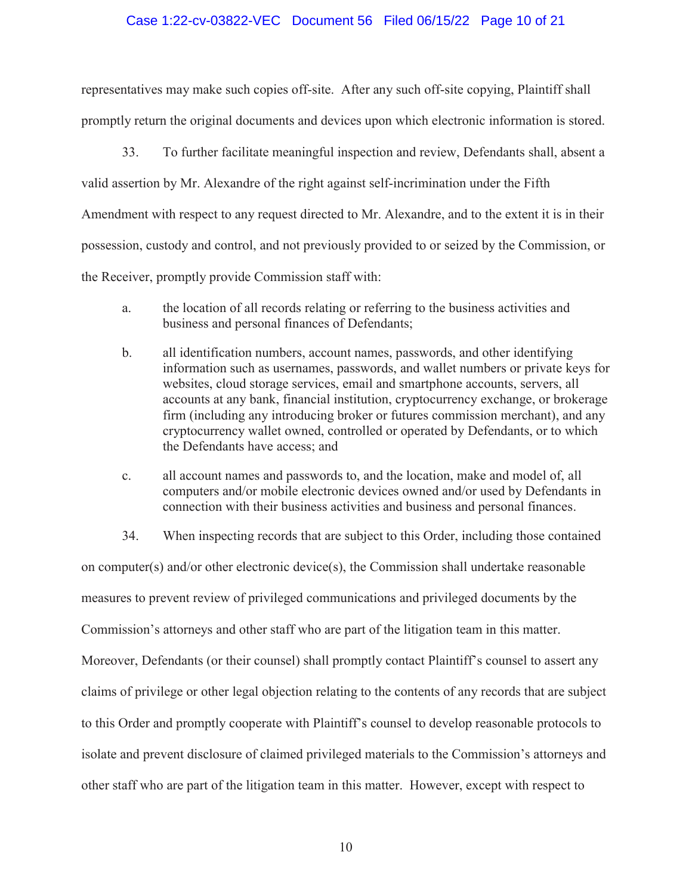representatives may make such copies off-site. After any such off-site copying, Plaintiff shall promptly return the original documents and devices upon which electronic information is stored.

33. To further facilitate meaningful inspection and review, Defendants shall, absent a valid assertion by Mr. Alexandre of the right against self-incrimination under the Fifth Amendment with respect to any request directed to Mr. Alexandre, and to the extent it is in their possession, custody and control, and not previously provided to or seized by the Commission, or the Receiver, promptly provide Commission staff with:

a. the location of all records relating or referring to the business activities and business and personal finances of Defendants;

b. all identification numbers, account names, passwords, and other identifying information such as usernames, passwords, and wallet numbers or private keys for websites, cloud storage services, email and smartphone accounts, servers, all accounts at any bank, financial institution, cryptocurrency exchange, or brokerage firm (including any introducing broker or futures commission merchant), and any cryptocurrency wallet owned, controlled or operated by Defendants, or to which the Defendants have access; and

c. all account names and passwords to, and the location, make and model of, all computers and/or mobile electronic devices owned and/or used by Defendants in connection with their business activities and business and personal finances.

34. When inspecting records that are subject to this Order, including those contained on computer(s) and/or other electronic device(s), the Commission shall undertake reasonable measures to prevent review of privileged communications and privileged documents by the Commission's attorneys and other staff who are part of the litigation team in this matter. Moreover, Defendants (or their counsel) shall promptly contact Plaintiff's counsel to assert any claims of privilege or other legal objection relating to the contents of any records that are subject to this Order and promptly cooperate with Plaintiff's counsel to develop reasonable protocols to isolate and prevent disclosure of claimed privileged materials to the Commission's attorneys and other staff who are part of the litigation team in this matter. However, except with respect to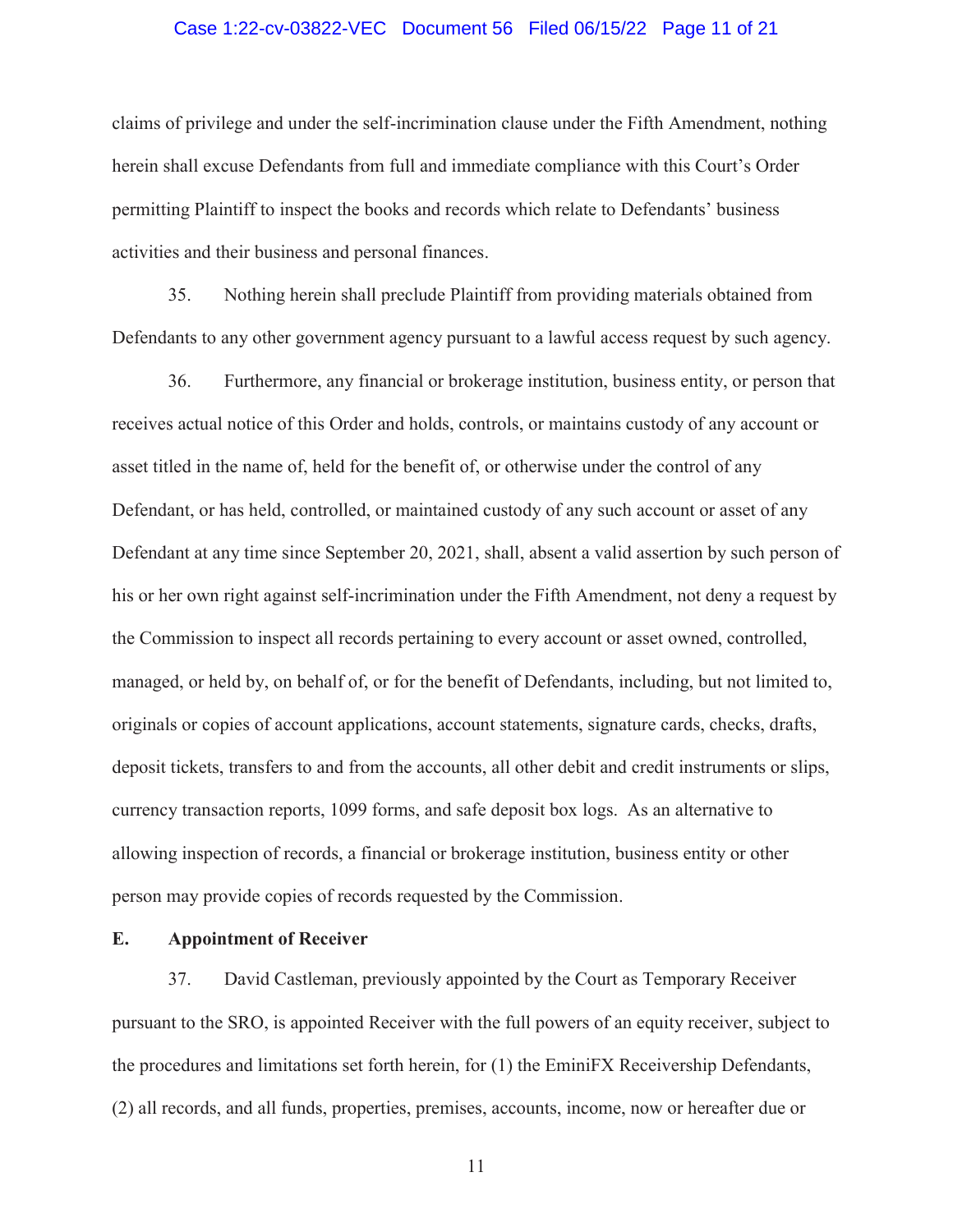claims of privilege and under the self-incrimination clause under the Fifth Amendment, nothing herein shall excuse Defendants from full and immediate compliance with this Court's Order permitting Plaintiff to inspect the books and records which relate to Defendants' business activities and their business and personal finances.

35. Nothing herein shall preclude Plaintiff from providing materials obtained from Defendants to any other government agency pursuant to a lawful access request by such agency.

36. Furthermore, any financial or brokerage institution, business entity, or person that receives actual notice of this Order and holds, controls, or maintains custody of any account or asset titled in the name of, held for the benefit of, or otherwise under the control of any Defendant, or has held, controlled, or maintained custody of any such account or asset of any Defendant at any time since September 20, 2021, shall, absent a valid assertion by such person of his or her own right against self-incrimination under the Fifth Amendment, not deny a request by the Commission to inspect all records pertaining to every account or asset owned, controlled, managed, or held by, on behalf of, or for the benefit of Defendants, including, but not limited to, originals or copies of account applications, account statements, signature cards, checks, drafts, deposit tickets, transfers to and from the accounts, all other debit and credit instruments or slips, currency transaction reports, 1099 forms, and safe deposit box logs. As an alternative to allowing inspection of records, a financial or brokerage institution, business entity or other person may provide copies of records requested by the Commission.

**E. Appointment of Receiver**

37. David Castleman, previously appointed by the Court as Temporary Receiver pursuant to the SRO, is appointed Receiver with the full powers of an equity receiver, subject to the procedures and limitations set forth herein, for (1) the EminiFX Receivership Defendants, (2) all records, and all funds, properties, premises, accounts, income, now or hereafter due or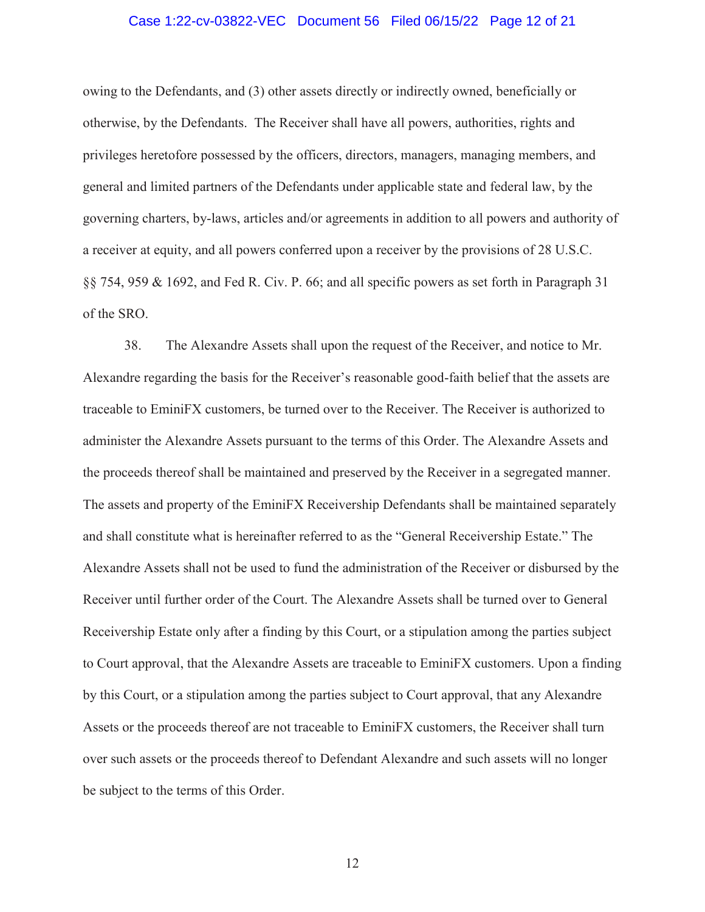owing to the Defendants, and (3) other assets directly or indirectly owned, beneficially or otherwise, by the Defendants. The Receiver shall have all powers, authorities, rights and privileges heretofore possessed by the officers, directors, managers, managing members, and general and limited partners of the Defendants under applicable state and federal law, by the governing charters, by-laws, articles and/or agreements in addition to all powers and authority of a receiver at equity, and all powers conferred upon a receiver by the provisions of 28 U.S.C. §§ 754, 959 & 1692, and Fed R. Civ. P. 66; and all specific powers as set forth in Paragraph 31 of the SRO.

38. The Alexandre Assets shall upon the request of the Receiver, and notice to Mr. Alexandre regarding the basis for the Receiver's reasonable good-faith belief that the assets are traceable to EminiFX customers, be turned over to the Receiver. The Receiver is authorized to administer the Alexandre Assets pursuant to the terms of this Order. The Alexandre Assets and the proceeds thereof shall be maintained and preserved by the Receiver in a segregated manner. The assets and property of the EminiFX Receivership Defendants shall be maintained separately and shall constitute what is hereinafter referred to as the "General Receivership Estate." The Alexandre Assets shall not be used to fund the administration of the Receiver or disbursed by the Receiver until further order of the Court. The Alexandre Assets shall be turned over to General Receivership Estate only after a finding by this Court, or a stipulation among the parties subject to Court approval, that the Alexandre Assets are traceable to EminiFX customers. Upon a finding by this Court, or a stipulation among the parties subject to Court approval, that any Alexandre Assets or the proceeds thereof are not traceable to EminiFX customers, the Receiver shall turn over such assets or the proceeds thereof to Defendant Alexandre and such assets will no longer be subject to the terms of this Order.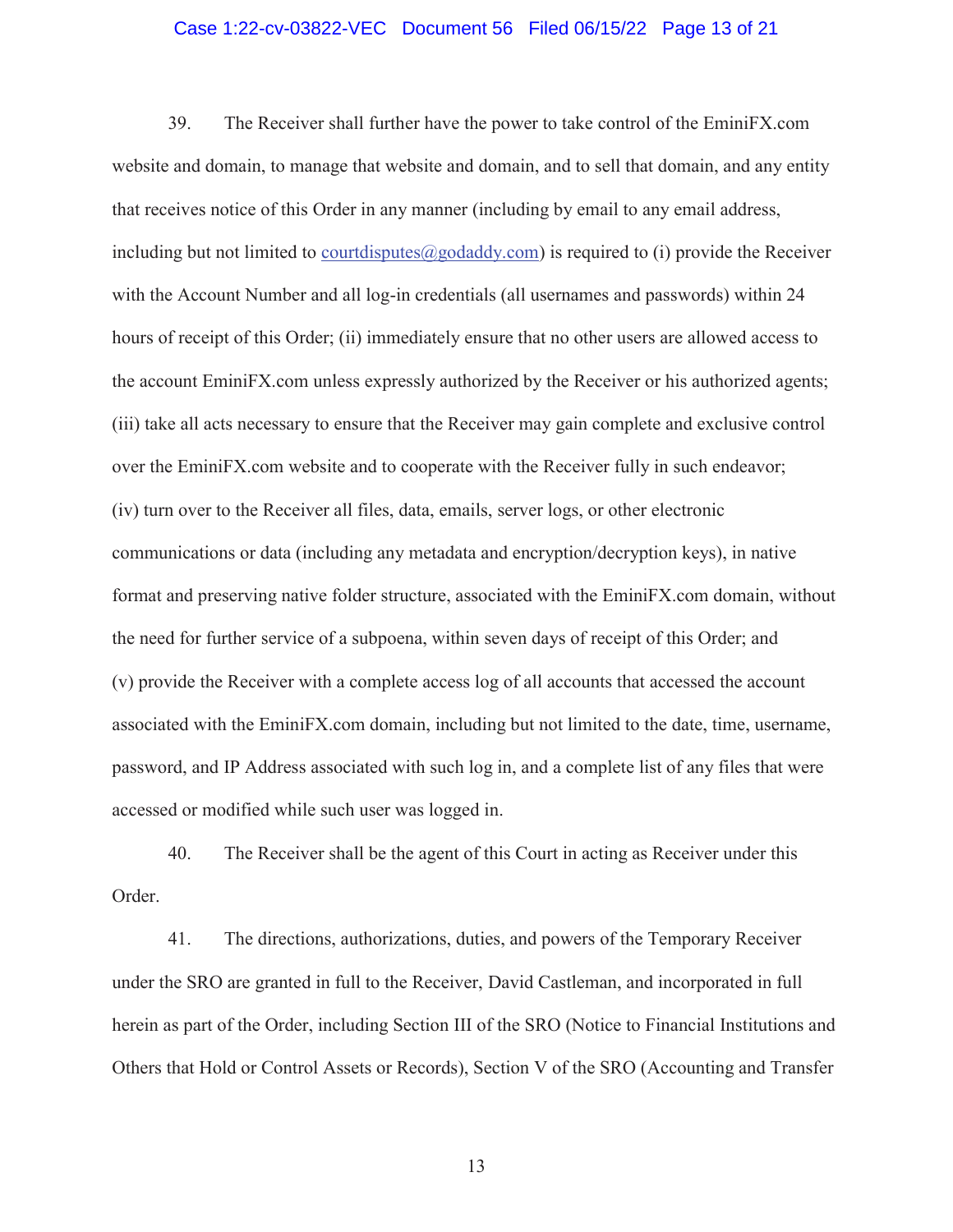39. The Receiver shall further have the power to take control of the EminiFX.com website and domain, to manage that website and domain, and to sell that domain, and any entity that receives notice of this Order in any manner (including by email to any email address, including but not limited to courtdisputes@godaddy.com) is required to (i) provide the Receiver with the Account Number and all log-in credentials (all usernames and passwords) within 24 hours of receipt of this Order; (ii) immediately ensure that no other users are allowed access to the account EminiFX.com unless expressly authorized by the Receiver or his authorized agents; (iii) take all acts necessary to ensure that the Receiver may gain complete and exclusive control over the EminiFX.com website and to cooperate with the Receiver fully in such endeavor; (iv) turn over to the Receiver all files, data, emails, server logs, or other electronic communications or data (including any metadata and encryption/decryption keys), in native format and preserving native folder structure, associated with the EminiFX.com domain, without the need for further service of a subpoena, within seven days of receipt of this Order; and (v) provide the Receiver with a complete access log of all accounts that accessed the account associated with the EminiFX.com domain, including but not limited to the date, time, username, password, and IP Address associated with such log in, and a complete list of any files that were accessed or modified while such user was logged in.

40. The Receiver shall be the agent of this Court in acting as Receiver under this Order.

41. The directions, authorizations, duties, and powers of the Temporary Receiver under the SRO are granted in full to the Receiver, David Castleman, and incorporated in full herein as part of the Order, including Section III of the SRO (Notice to Financial Institutions and Others that Hold or Control Assets or Records), Section V of the SRO (Accounting and Transfer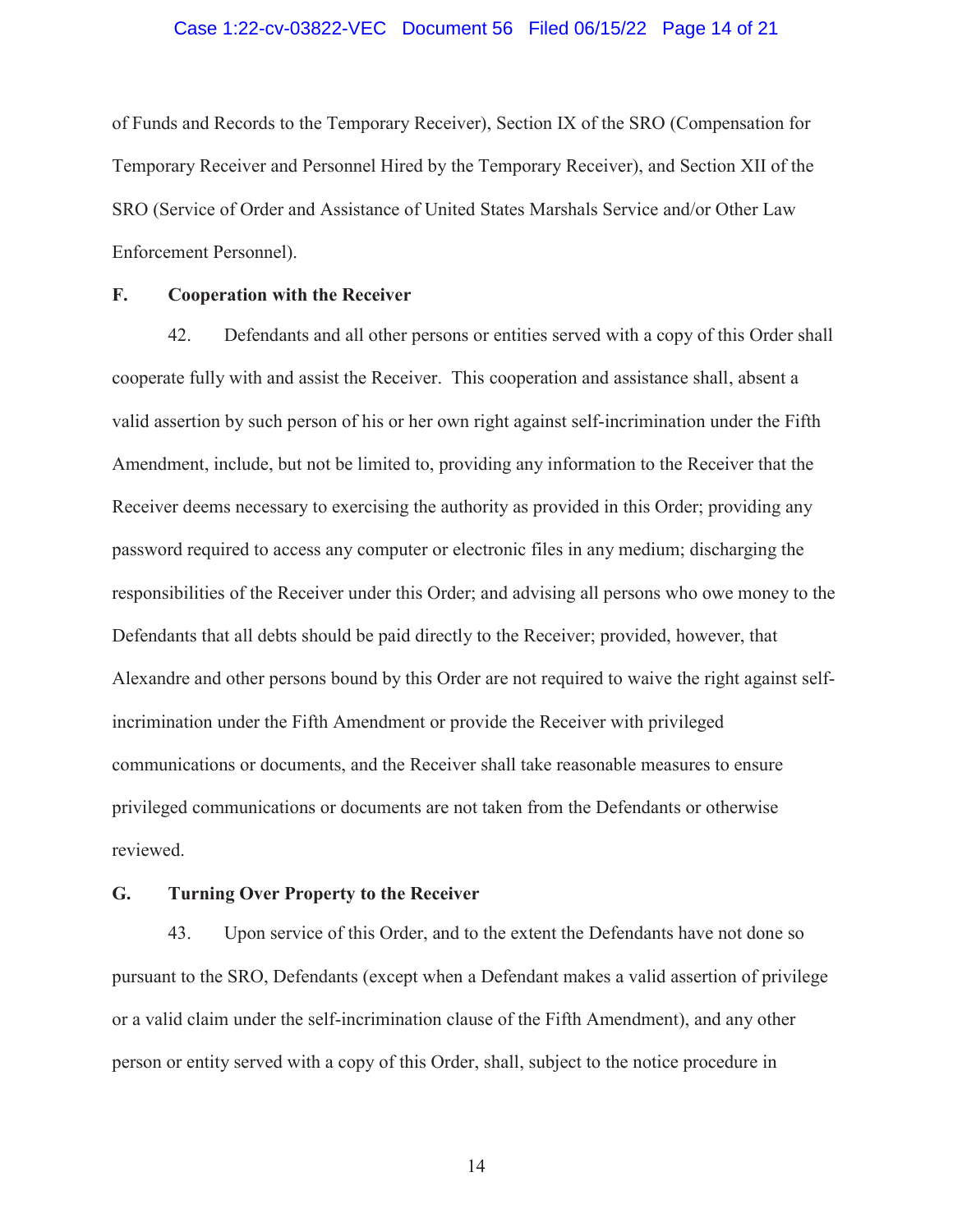of Funds and Records to the Temporary Receiver), Section IX of the SRO (Compensation for Temporary Receiver and Personnel Hired by the Temporary Receiver), and Section XII of the SRO (Service of Order and Assistance of United States Marshals Service and/or Other Law Enforcement Personnel).

**F. Cooperation with the Receiver**

42. Defendants and all other persons or entities served with a copy of this Order shall cooperate fully with and assist the Receiver. This cooperation and assistance shall, absent a valid assertion by such person of his or her own right against self-incrimination under the Fifth Amendment, include, but not be limited to, providing any information to the Receiver that the Receiver deems necessary to exercising the authority as provided in this Order; providing any password required to access any computer or electronic files in any medium; discharging the responsibilities of the Receiver under this Order; and advising all persons who owe money to the Defendants that all debts should be paid directly to the Receiver; provided, however, that Alexandre and other persons bound by this Order are not required to waive the right against self-incrimination under the Fifth Amendment or provide the Receiver with privileged communications or documents, and the Receiver shall take reasonable measures to ensure privileged communications or documents are not taken from the Defendants or otherwise reviewed.

**G. Turning Over Property to the Receiver**

43. Upon service of this Order, and to the extent the Defendants have not done so pursuant to the SRO, Defendants (except when a Defendant makes a valid assertion of privilege or a valid claim under the self-incrimination clause of the Fifth Amendment), and any other person or entity served with a copy of this Order, shall, subject to the notice procedure in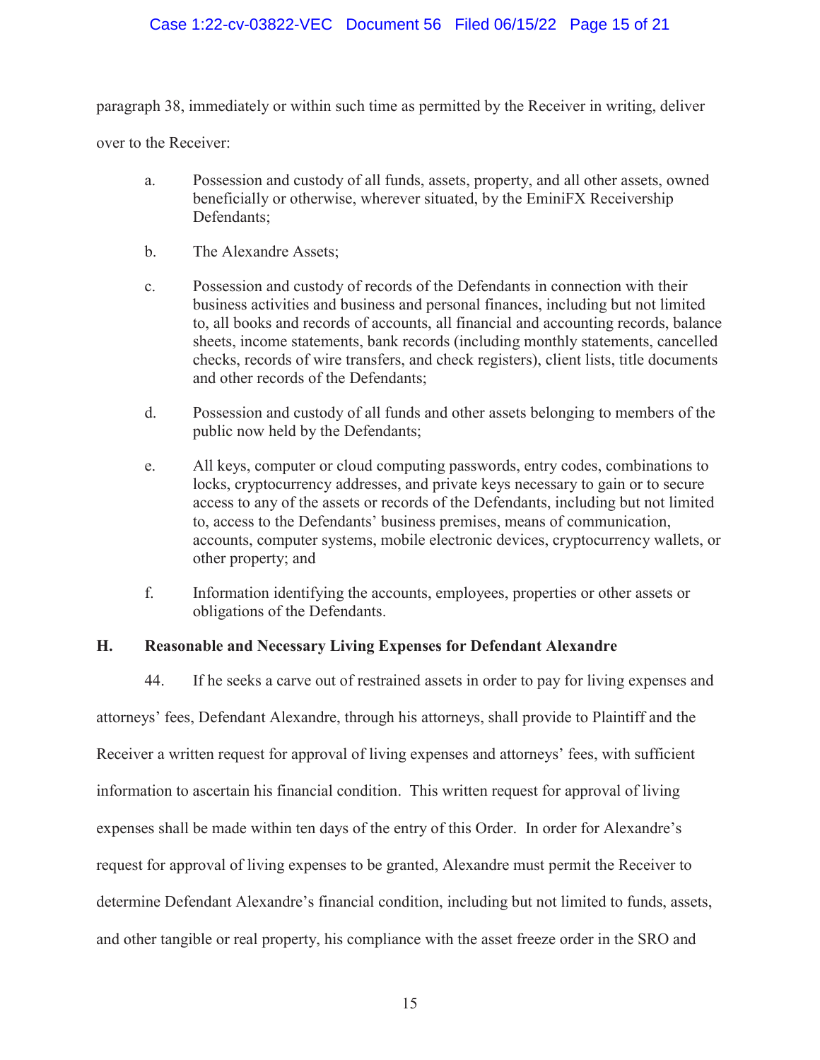paragraph 38, immediately or within such time as permitted by the Receiver in writing, deliver over to the Receiver:

a. Possession and custody of all funds, assets, property, and all other assets, owned beneficially or otherwise, wherever situated, by the EminiFX Receivership Defendants;

b. The Alexandre Assets;

c. Possession and custody of records of the Defendants in connection with their business activities and business and personal finances, including but not limited to, all books and records of accounts, all financial and accounting records, balance sheets, income statements, bank records (including monthly statements, cancelled checks, records of wire transfers, and check registers), client lists, title documents and other records of the Defendants;

d. Possession and custody of all funds and other assets belonging to members of the public now held by the Defendants;

e. All keys, computer or cloud computing passwords, entry codes, combinations to locks, cryptocurrency addresses, and private keys necessary to gain or to secure access to any of the assets or records of the Defendants, including but not limited to, access to the Defendants' business premises, means of communication, accounts, computer systems, mobile electronic devices, cryptocurrency wallets, or other property; and

f. Information identifying the accounts, employees, properties or other assets or obligations of the Defendants.

### H. Reasonable and Necessary Living Expenses for Defendant Alexandre

44. If he seeks a carve out of restrained assets in order to pay for living expenses and attorneys' fees, Defendant Alexandre, through his attorneys, shall provide to Plaintiff and the Receiver a written request for approval of living expenses and attorneys' fees, with sufficient information to ascertain his financial condition. This written request for approval of living expenses shall be made within ten days of the entry of this Order. In order for Alexandre's request for approval of living expenses to be granted, Alexandre must permit the Receiver to determine Defendant Alexandre's financial condition, including but not limited to funds, assets, and other tangible or real property, his compliance with the asset freeze order in the SRO and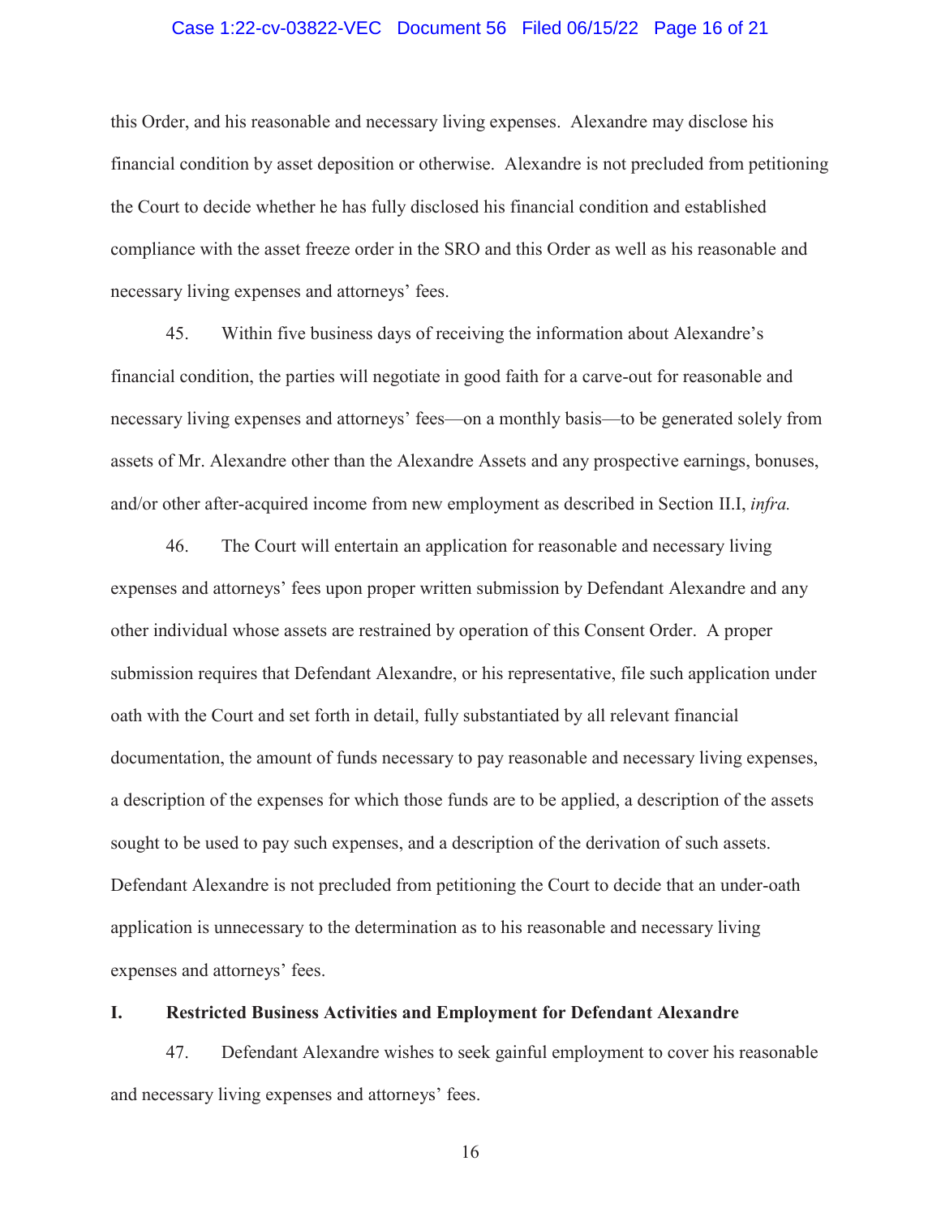this Order, and his reasonable and necessary living expenses. Alexandre may disclose his financial condition by asset deposition or otherwise. Alexandre is not precluded from petitioning the Court to decide whether he has fully disclosed his financial condition and established compliance with the asset freeze order in the SRO and this Order as well as his reasonable and necessary living expenses and attorneys' fees.

45. Within five business days of receiving the information about Alexandre's financial condition, the parties will negotiate in good faith for a carve-out for reasonable and necessary living expenses and attorneys' fees—on a monthly basis—to be generated solely from assets of Mr. Alexandre other than the Alexandre Assets and any prospective earnings, bonuses, and/or other after-acquired income from new employment as described in Section II.I, *infra.*

46. The Court will entertain an application for reasonable and necessary living expenses and attorneys' fees upon proper written submission by Defendant Alexandre and any other individual whose assets are restrained by operation of this Consent Order. A proper submission requires that Defendant Alexandre, or his representative, file such application under oath with the Court and set forth in detail, fully substantiated by all relevant financial documentation, the amount of funds necessary to pay reasonable and necessary living expenses, a description of the expenses for which those funds are to be applied, a description of the assets sought to be used to pay such expenses, and a description of the derivation of such assets. Defendant Alexandre is not precluded from petitioning the Court to decide that an under-oath application is unnecessary to the determination as to his reasonable and necessary living expenses and attorneys' fees.

**I. Restricted Business Activities and Employment for Defendant Alexandre**

47. Defendant Alexandre wishes to seek gainful employment to cover his reasonable and necessary living expenses and attorneys' fees.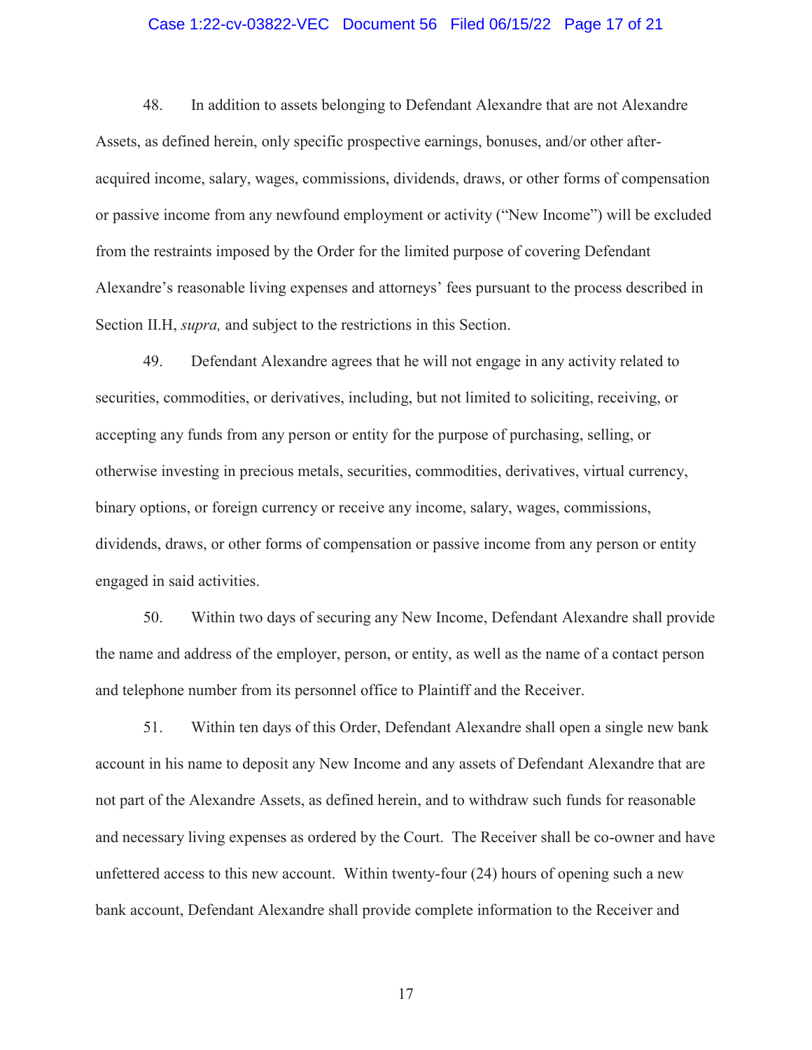48. In addition to assets belonging to Defendant Alexandre that are not Alexandre Assets, as defined herein, only specific prospective earnings, bonuses, and/or other after-acquired income, salary, wages, commissions, dividends, draws, or other forms of compensation or passive income from any newfound employment or activity ("New Income") will be excluded from the restraints imposed by the Order for the limited purpose of covering Defendant Alexandre's reasonable living expenses and attorneys' fees pursuant to the process described in Section II.H, *supra,* and subject to the restrictions in this Section.

49. Defendant Alexandre agrees that he will not engage in any activity related to securities, commodities, or derivatives, including, but not limited to soliciting, receiving, or accepting any funds from any person or entity for the purpose of purchasing, selling, or otherwise investing in precious metals, securities, commodities, derivatives, virtual currency, binary options, or foreign currency or receive any income, salary, wages, commissions, dividends, draws, or other forms of compensation or passive income from any person or entity engaged in said activities.

50. Within two days of securing any New Income, Defendant Alexandre shall provide the name and address of the employer, person, or entity, as well as the name of a contact person and telephone number from its personnel office to Plaintiff and the Receiver.

51. Within ten days of this Order, Defendant Alexandre shall open a single new bank account in his name to deposit any New Income and any assets of Defendant Alexandre that are not part of the Alexandre Assets, as defined herein, and to withdraw such funds for reasonable and necessary living expenses as ordered by the Court. The Receiver shall be co-owner and have unfettered access to this new account. Within twenty-four (24) hours of opening such a new bank account, Defendant Alexandre shall provide complete information to the Receiver and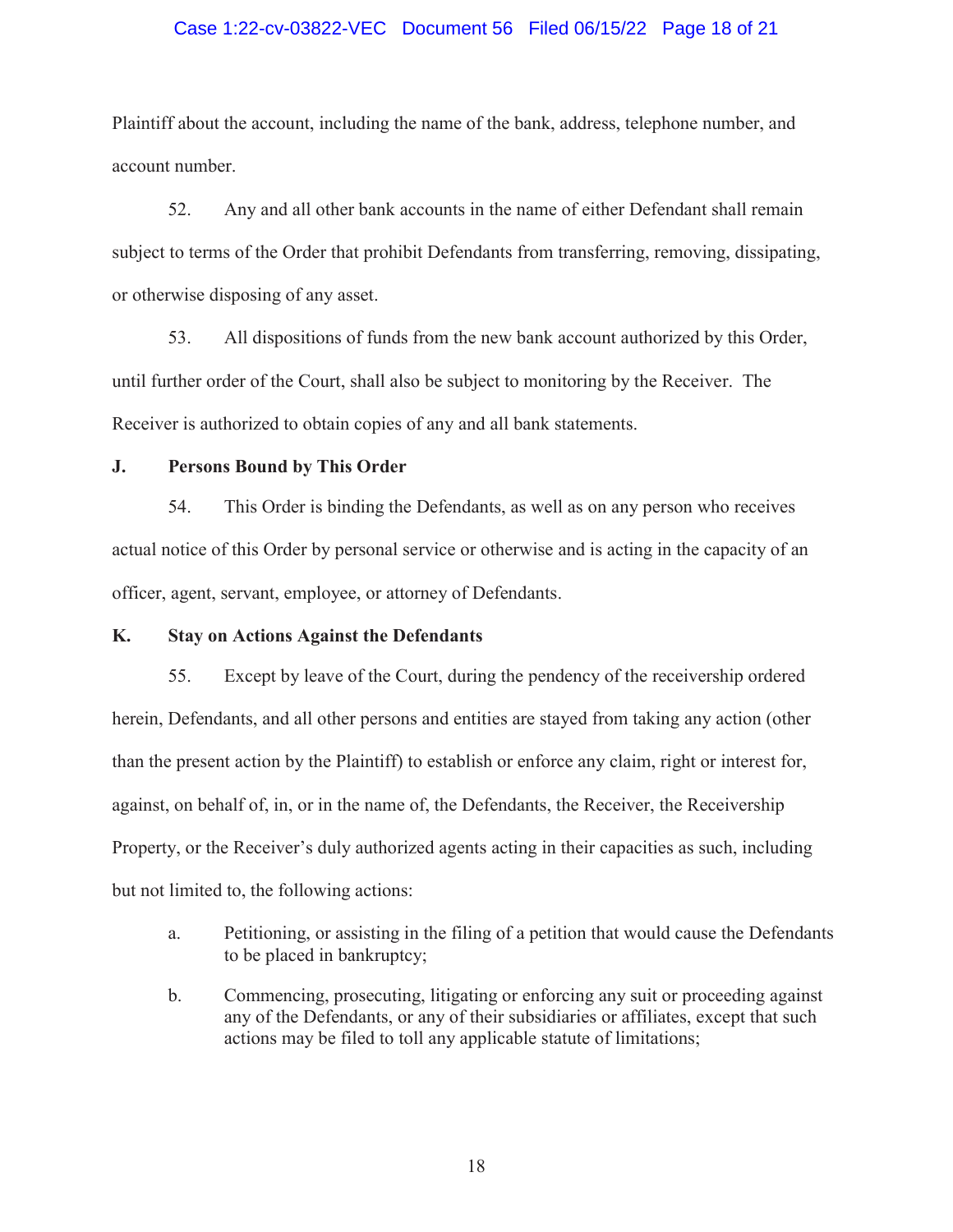Plaintiff about the account, including the name of the bank, address, telephone number, and account number.

52. Any and all other bank accounts in the name of either Defendant shall remain subject to terms of the Order that prohibit Defendants from transferring, removing, dissipating, or otherwise disposing of any asset.

53. All dispositions of funds from the new bank account authorized by this Order, until further order of the Court, shall also be subject to monitoring by the Receiver. The Receiver is authorized to obtain copies of any and all bank statements.

### J. Persons Bound by This Order

54. This Order is binding the Defendants, as well as on any person who receives actual notice of this Order by personal service or otherwise and is acting in the capacity of an officer, agent, servant, employee, or attorney of Defendants.

### K. Stay on Actions Against the Defendants

55. Except by leave of the Court, during the pendency of the receivership ordered herein, Defendants, and all other persons and entities are stayed from taking any action (other than the present action by the Plaintiff) to establish or enforce any claim, right or interest for, against, on behalf of, in, or in the name of, the Defendants, the Receiver, the Receivership Property, or the Receiver's duly authorized agents acting in their capacities as such, including but not limited to, the following actions:

a. Petitioning, or assisting in the filing of a petition that would cause the Defendants to be placed in bankruptcy;

b. Commencing, prosecuting, litigating or enforcing any suit or proceeding against any of the Defendants, or any of their subsidiaries or affiliates, except that such actions may be filed to toll any applicable statute of limitations;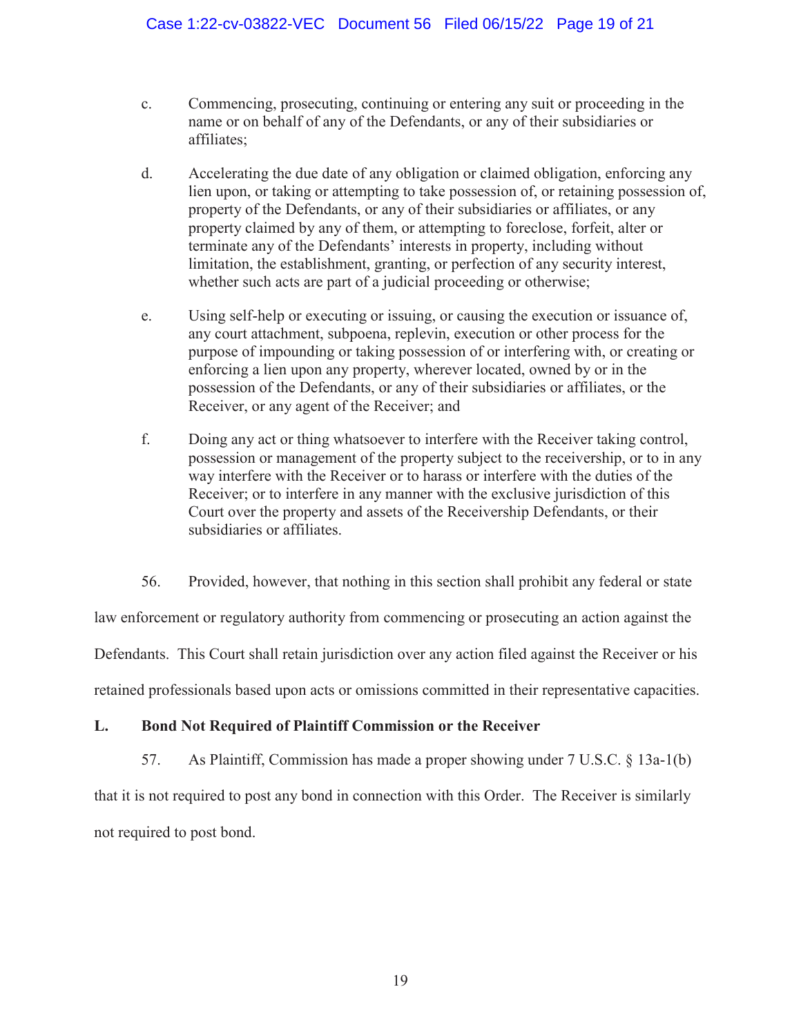c. Commencing, prosecuting, continuing or entering any suit or proceeding in the name or on behalf of any of the Defendants, or any of their subsidiaries or affiliates;

d. Accelerating the due date of any obligation or claimed obligation, enforcing any lien upon, or taking or attempting to take possession of, or retaining possession of, property of the Defendants, or any of their subsidiaries or affiliates, or any property claimed by any of them, or attempting to foreclose, forfeit, alter or terminate any of the Defendants' interests in property, including without limitation, the establishment, granting, or perfection of any security interest, whether such acts are part of a judicial proceeding or otherwise;

e. Using self-help or executing or issuing, or causing the execution or issuance of, any court attachment, subpoena, replevin, execution or other process for the purpose of impounding or taking possession of or interfering with, or creating or enforcing a lien upon any property, wherever located, owned by or in the possession of the Defendants, or any of their subsidiaries or affiliates, or the Receiver, or any agent of the Receiver; and

f. Doing any act or thing whatsoever to interfere with the Receiver taking control, possession or management of the property subject to the receivership, or to in any way interfere with the Receiver or to harass or interfere with the duties of the Receiver; or to interfere in any manner with the exclusive jurisdiction of this Court over the property and assets of the Receivership Defendants, or their subsidiaries or affiliates.

56. Provided, however, that nothing in this section shall prohibit any federal or state law enforcement or regulatory authority from commencing or prosecuting an action against the Defendants. This Court shall retain jurisdiction over any action filed against the Receiver or his retained professionals based upon acts or omissions committed in their representative capacities.

**L. Bond Not Required of Plaintiff Commission or the Receiver**

57. As Plaintiff, Commission has made a proper showing under 7 U.S.C. § 13a-1(b) that it is not required to post any bond in connection with this Order. The Receiver is similarly not required to post bond.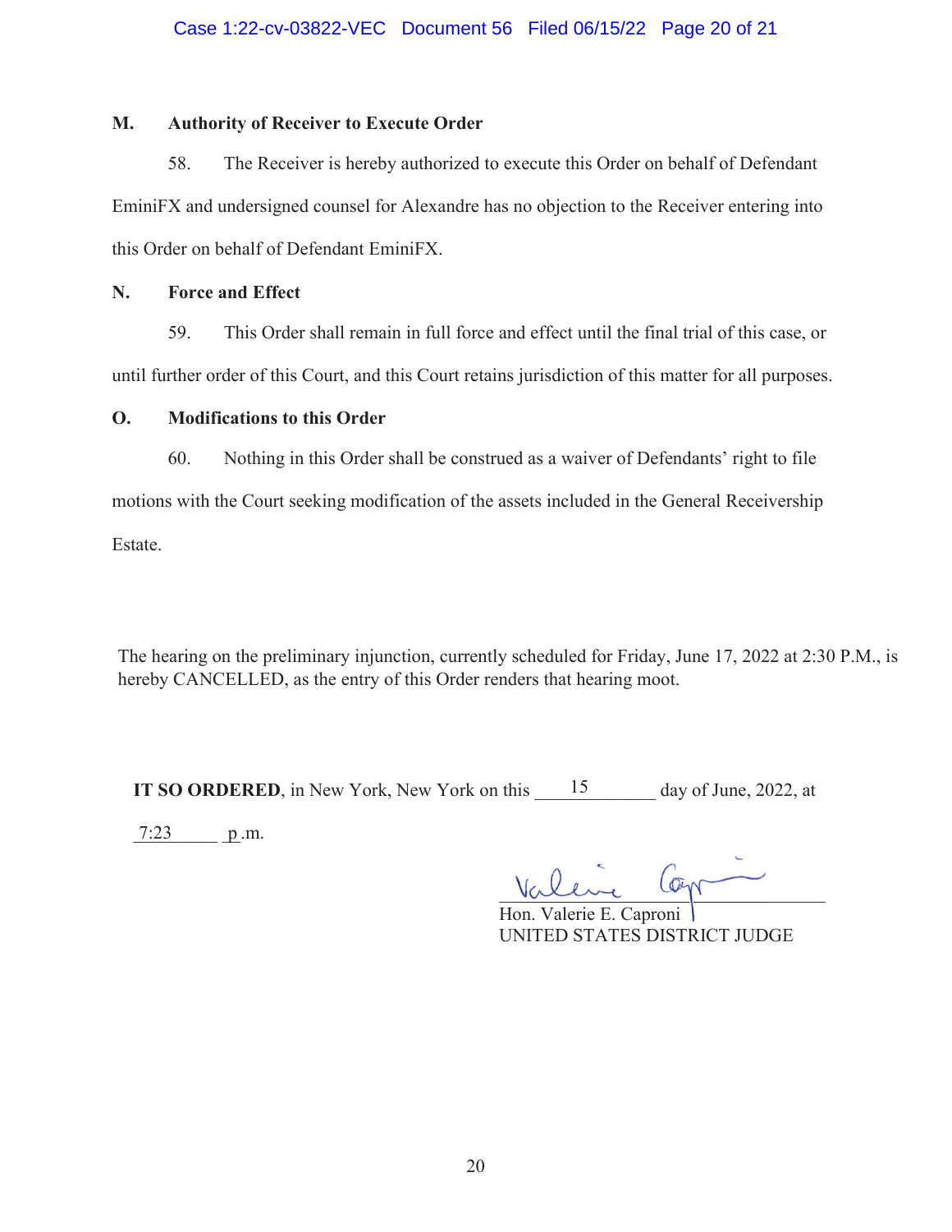### M. Authority of Receiver to Execute Order

58. The Receiver is hereby authorized to execute this Order on behalf of Defendant EminiFX and undersigned counsel for Alexandre has no objection to the Receiver entering into this Order on behalf of Defendant EminiFX.

### N. Force and Effect

59. This Order shall remain in full force and effect until the final trial of this case, or until further order of this Court, and this Court retains jurisdiction of this matter for all purposes.

### O. Modifications to this Order

60. Nothing in this Order shall be construed as a waiver of Defendants' right to file motions with the Court seeking modification of the assets included in the General Receivership Estate.

The hearing on the preliminary injunction, currently scheduled for Friday, June 17, 2022 at 2:30 P.M., is hereby CANCELLED, as the entry of this Order renders that hearing moot.

**IT SO ORDERED**, in New York, New York on this 15 day of June, 2022, at 7:23 p.m.

Hon. Valerie E. Caproni
UNITED STATES DISTRICT JUDGE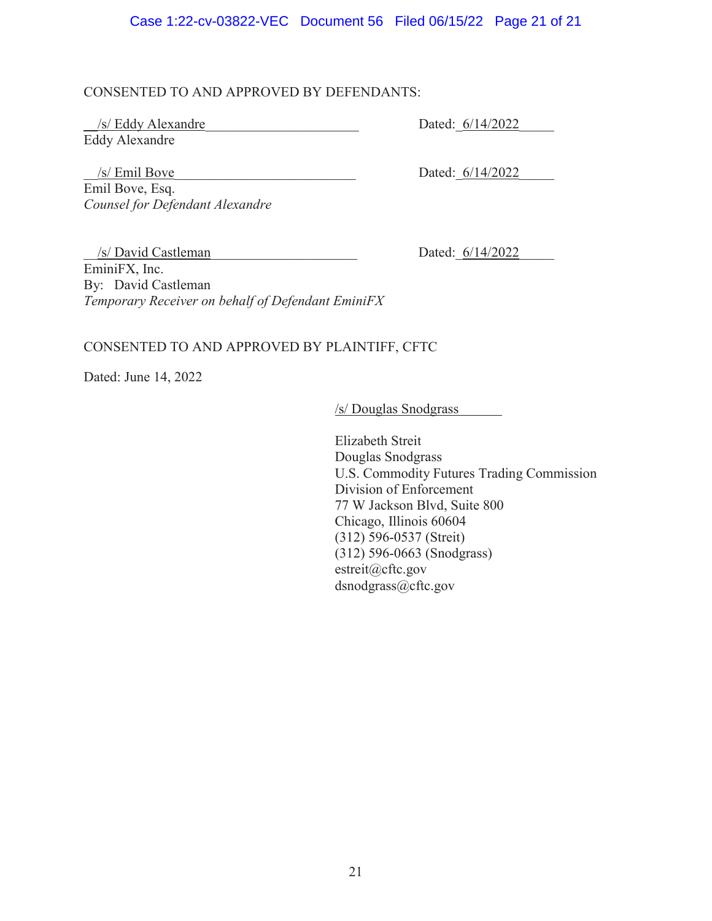CONSENTED TO AND APPROVED BY DEFENDANTS:

/s/ Eddy Alexandre  
Eddy Alexandre  
Dated: 6/14/2022

/s/ Emil Bove  
Emil Bove, Esq.  
*Counsel for Defendant Alexandre*  
Dated: 6/14/2022

/s/ David Castleman  
EminiFX, Inc.  
By: David Castleman  
*Temporary Receiver on behalf of Defendant EminiFX*  
Dated: 6/14/2022

CONSENTED TO AND APPROVED BY PLAINTIFF, CFTC

Dated: June 14, 2022

/s/ Douglas Snodgrass

Elizabeth Streit  
Douglas Snodgrass  
U.S. Commodity Futures Trading Commission  
Division of Enforcement  
77 W Jackson Blvd, Suite 800  
Chicago, Illinois 60604  
(312) 596-0537 (Streit)  
(312) 596-0663 (Snodgrass)  
estreit@cftc.gov  
dsnodgrass@cftc.gov